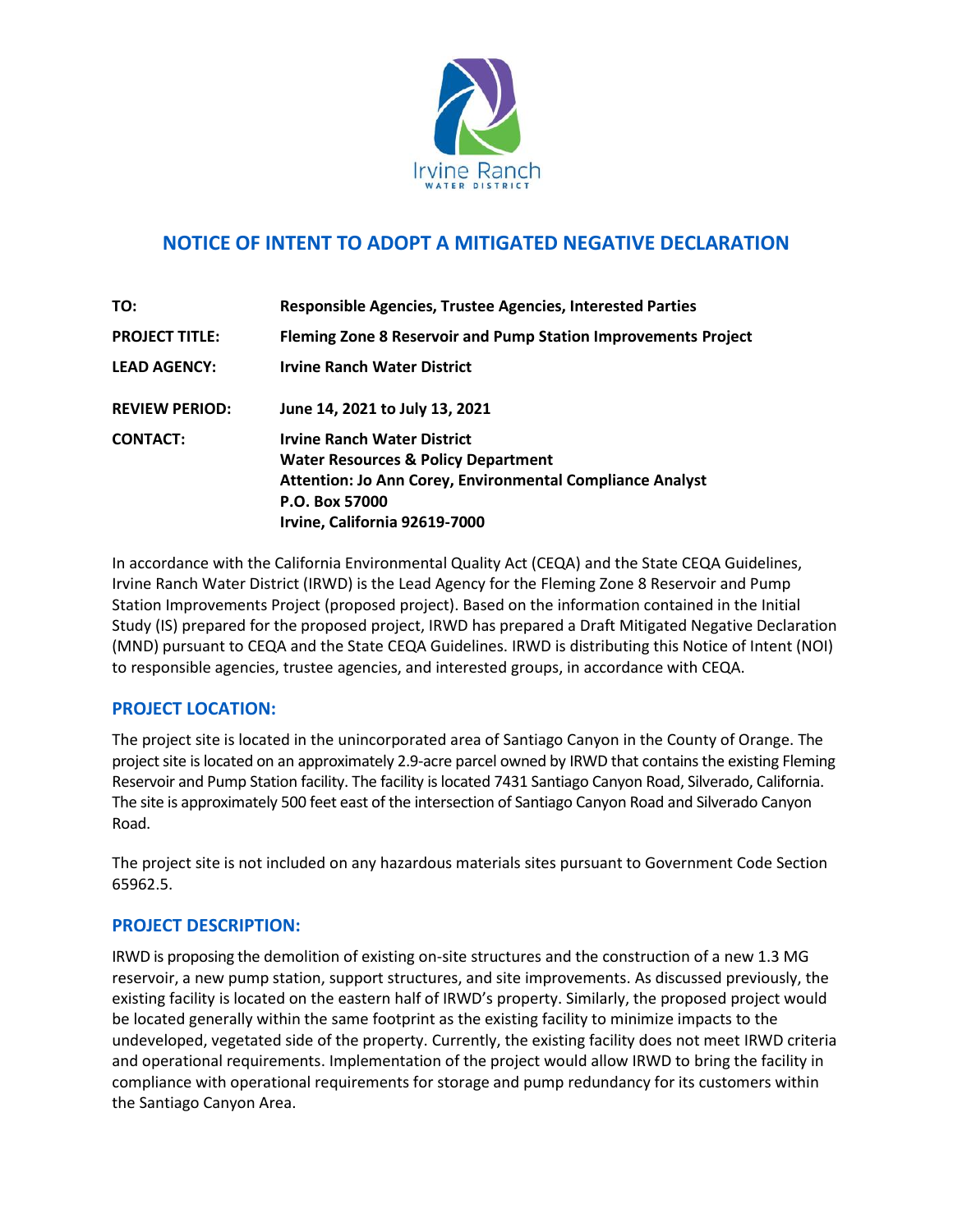Irvine Ranch
WATER DISTRICT

# NOTICE OF INTENT TO ADOPT A MITIGATED NEGATIVE DECLARATION

| | |
|---|---|
| **TO:** | **Responsible Agencies, Trustee Agencies, Interested Parties** |
| **PROJECT TITLE:** | **Fleming Zone 8 Reservoir and Pump Station Improvements Project** |
| **LEAD AGENCY:** | **Irvine Ranch Water District** |
| **REVIEW PERIOD:** | **June 14, 2021 to July 13, 2021** |
| **CONTACT:** | **Irvine Ranch Water District**<br>**Water Resources & Policy Department**<br>**Attention: Jo Ann Corey, Environmental Compliance Analyst**<br>**P.O. Box 57000**<br>**Irvine, California 92619-7000** |

In accordance with the California Environmental Quality Act (CEQA) and the State CEQA Guidelines, Irvine Ranch Water District (IRWD) is the Lead Agency for the Fleming Zone 8 Reservoir and Pump Station Improvements Project (proposed project). Based on the information contained in the Initial Study (IS) prepared for the proposed project, IRWD has prepared a Draft Mitigated Negative Declaration (MND) pursuant to CEQA and the State CEQA Guidelines. IRWD is distributing this Notice of Intent (NOI) to responsible agencies, trustee agencies, and interested groups, in accordance with CEQA.

## PROJECT LOCATION:

The project site is located in the unincorporated area of Santiago Canyon in the County of Orange. The project site is located on an approximately 2.9-acre parcel owned by IRWD that contains the existing Fleming Reservoir and Pump Station facility. The facility is located 7431 Santiago Canyon Road, Silverado, California. The site is approximately 500 feet east of the intersection of Santiago Canyon Road and Silverado Canyon Road.

The project site is not included on any hazardous materials sites pursuant to Government Code Section 65962.5.

## PROJECT DESCRIPTION:

IRWD is proposing the demolition of existing on-site structures and the construction of a new 1.3 MG reservoir, a new pump station, support structures, and site improvements. As discussed previously, the existing facility is located on the eastern half of IRWD's property. Similarly, the proposed project would be located generally within the same footprint as the existing facility to minimize impacts to the undeveloped, vegetated side of the property. Currently, the existing facility does not meet IRWD criteria and operational requirements. Implementation of the project would allow IRWD to bring the facility in compliance with operational requirements for storage and pump redundancy for its customers within the Santiago Canyon Area.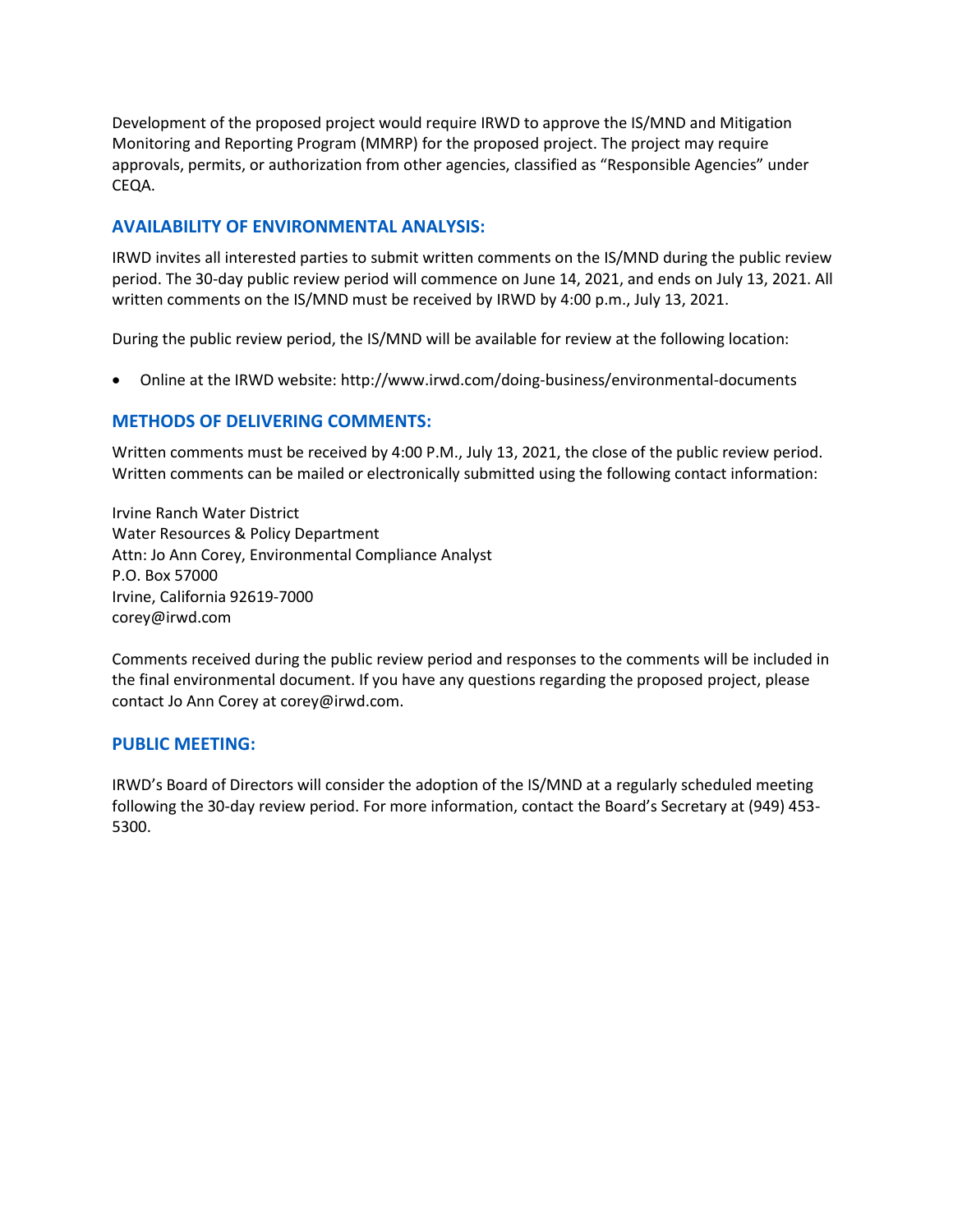Development of the proposed project would require IRWD to approve the IS/MND and Mitigation Monitoring and Reporting Program (MMRP) for the proposed project. The project may require approvals, permits, or authorization from other agencies, classified as "Responsible Agencies" under CEQA.

## AVAILABILITY OF ENVIRONMENTAL ANALYSIS:

IRWD invites all interested parties to submit written comments on the IS/MND during the public review period. The 30-day public review period will commence on June 14, 2021, and ends on July 13, 2021. All written comments on the IS/MND must be received by IRWD by 4:00 p.m., July 13, 2021.

During the public review period, the IS/MND will be available for review at the following location:

- Online at the IRWD website: http://www.irwd.com/doing-business/environmental-documents

## METHODS OF DELIVERING COMMENTS:

Written comments must be received by 4:00 P.M., July 13, 2021, the close of the public review period. Written comments can be mailed or electronically submitted using the following contact information:

Irvine Ranch Water District
Water Resources & Policy Department
Attn: Jo Ann Corey, Environmental Compliance Analyst
P.O. Box 57000
Irvine, California 92619-7000
corey@irwd.com

Comments received during the public review period and responses to the comments will be included in the final environmental document. If you have any questions regarding the proposed project, please contact Jo Ann Corey at corey@irwd.com.

## PUBLIC MEETING:

IRWD's Board of Directors will consider the adoption of the IS/MND at a regularly scheduled meeting following the 30-day review period. For more information, contact the Board's Secretary at (949) 453-5300.